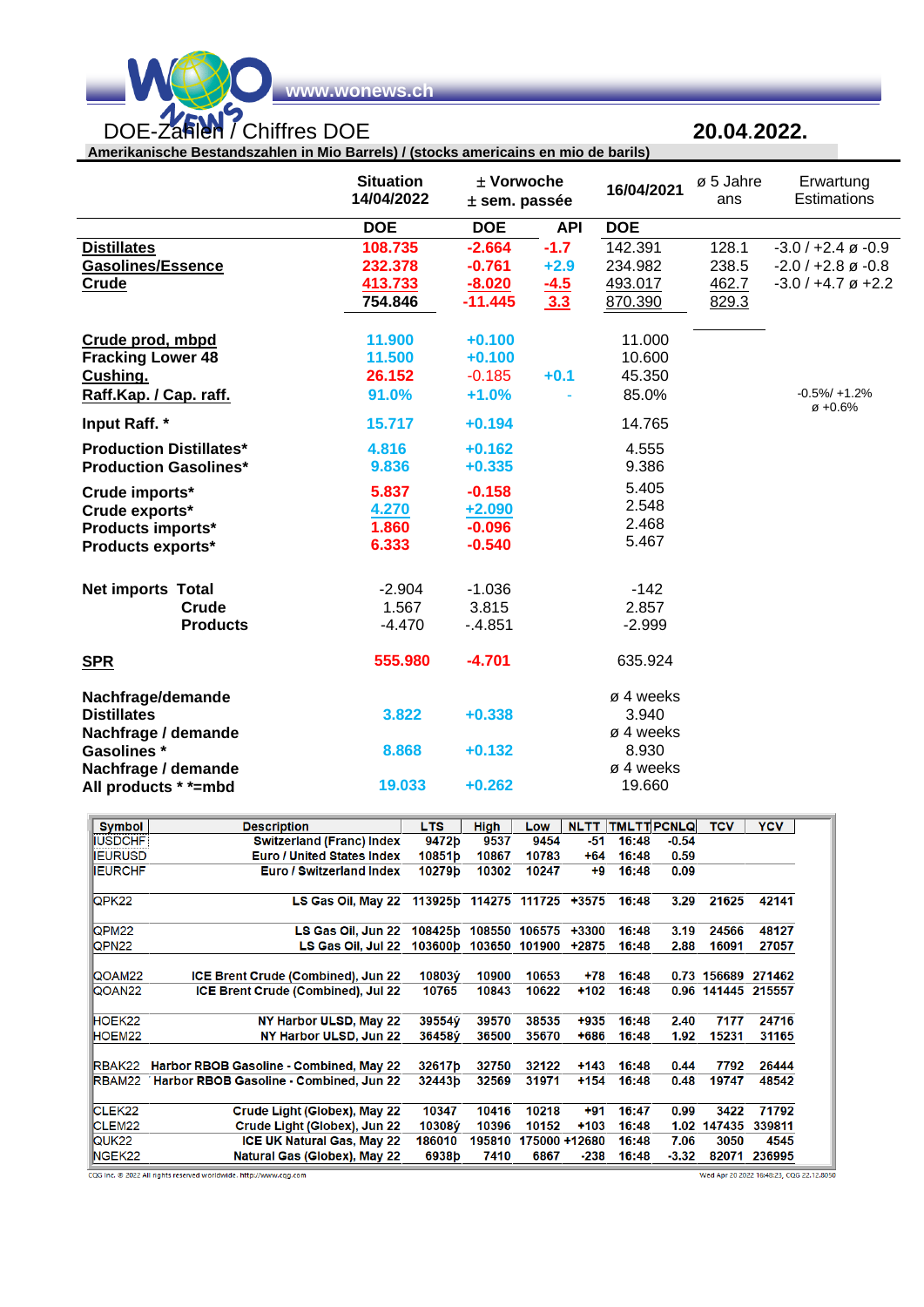www.wonews.ch

# DOE-Zahlen / Chiffres DOE

**20.04.2022.**

**Amerikanische Bestandszahlen in Mio Barrels) / (stocks americains en mio de barils)**

| | Situation 14/04/2022 | ± Vorwoche ± sem. passée | | 16/04/2021 | ø 5 Jahre ans | Erwartung Estimations |
|---|---|---|---|---|---|---|
| | **DOE** | **DOE** | **API** | **DOE** | | |
| **Distillates** | 108.735 | -2.664 | -1.7 | 142.391 | 128.1 | -3.0 / +2.4 ø -0.9 |
| **Gasolines/Essence** | 232.378 | -0.761 | +2.9 | 234.982 | 238.5 | -2.0 / +2.8 ø -0.8 |
| **Crude** | 413.733 | -8.020 | -4.5 | 493.017 | 462.7 | -3.0 / +4.7 ø +2.2 |
| | 754.846 | -11.445 | 3.3 | 870.390 | 829.3 | |
| **Crude prod, mbpd** | 11.900 | +0.100 | | 11.000 | | |
| **Fracking Lower 48** | 11.500 | +0.100 | | 10.600 | | |
| **Cushing.** | 26.152 | -0.185 | +0.1 | 45.350 | | |
| **Raff.Kap. / Cap. raff.** | 91.0% | +1.0% | - | 85.0% | | -0.5%/ +1.2% ø +0.6% |
| **Input Raff. \*** | 15.717 | +0.194 | | 14.765 | | |
| **Production Distillates\*** | 4.816 | +0.162 | | 4.555 | | |
| **Production Gasolines\*** | 9.836 | +0.335 | | 9.386 | | |
| **Crude imports\*** | 5.837 | -0.158 | | 5.405 | | |
| **Crude exports\*** | 4.270 | +2.090 | | 2.548 | | |
| **Products imports\*** | 1.860 | -0.096 | | 2.468 | | |
| **Products exports\*** | 6.333 | -0.540 | | 5.467 | | |
| **Net imports Total** | -2.904 | -1.036 | | -142 | | |
| **Crude** | 1.567 | 3.815 | | 2.857 | | |
| **Products** | -4.470 | -.4.851 | | -2.999 | | |
| **SPR** | 555.980 | -4.701 | | 635.924 | | |
| **Nachfrage/demande Distillates** | 3.822 | +0.338 | | ø 4 weeks 3.940 | | |
| **Nachfrage / demande Gasolines \*** | 8.868 | +0.132 | | ø 4 weeks 8.930 | | |
| **Nachfrage / demande All products \* \*=mbd** | 19.033 | +0.262 | | ø 4 weeks 19.660 | | |

| Symbol | Description | LTS | High | Low | NLTT | TMLTT | PCNLQ | TCV | YCV |
|---|---|---|---|---|---|---|---|---|---|
| IUSDCHF | Switzerland (Franc) Index | 9472þ | 9537 | 9454 | -51 | 16:48 | -0.54 | | |
| IEURUSD | Euro / United States Index | 10851þ | 10867 | 10783 | +64 | 16:48 | 0.59 | | |
| IEURCHF | Euro / Switzerland Index | 10279þ | 10302 | 10247 | +9 | 16:48 | 0.09 | | |
| QPK22 | LS Gas Oil, May 22 | 113925þ | 114275 | 111725 | +3575 | 16:48 | 3.29 | 21625 | 42141 |
| QPM22 | LS Gas Oil, Jun 22 | 108425þ | 108550 | 106575 | +3300 | 16:48 | 3.19 | 24566 | 48127 |
| QPN22 | LS Gas Oil, Jul 22 | 103600þ | 103650 | 101900 | +2875 | 16:48 | 2.88 | 16091 | 27057 |
| QOAM22 | ICE Brent Crude (Combined), Jun 22 | 10803ý | 10900 | 10653 | +78 | 16:48 | 0.73 | 156689 | 271462 |
| QOAN22 | ICE Brent Crude (Combined), Jul 22 | 10765 | 10843 | 10622 | +102 | 16:48 | 0.96 | 141445 | 215557 |
| HOEK22 | NY Harbor ULSD, May 22 | 39554ý | 39570 | 38535 | +935 | 16:48 | 2.40 | 7177 | 24716 |
| HOEM22 | NY Harbor ULSD, Jun 22 | 36458ý | 36500 | 35670 | +686 | 16:48 | 1.92 | 15231 | 31165 |
| RBAK22 | Harbor RBOB Gasoline - Combined, May 22 | 32617þ | 32750 | 32122 | +143 | 16:48 | 0.44 | 7792 | 26444 |
| RBAM22 | Harbor RBOB Gasoline - Combined, Jun 22 | 32443þ | 32569 | 31971 | +154 | 16:48 | 0.48 | 19747 | 48542 |
| CLEK22 | Crude Light (Globex), May 22 | 10347 | 10416 | 10218 | +91 | 16:47 | 0.99 | 3422 | 71792 |
| CLEM22 | Crude Light (Globex), Jun 22 | 10308ý | 10396 | 10152 | +103 | 16:48 | 1.02 | 147435 | 339811 |
| QUK22 | ICE UK Natural Gas, May 22 | 186010 | 195810 | 175000 | +12680 | 16:48 | 7.06 | 3050 | 4545 |
| NGEK22 | Natural Gas (Globex), May 22 | 6938þ | 7410 | 6867 | -238 | 16:48 | -3.32 | 82071 | 236995 |

CQG Inc. © 2022 All rights reserved worldwide. http://www.cqg.com

Wed Apr 20 2022 16:48:23, CQG 22.12.8050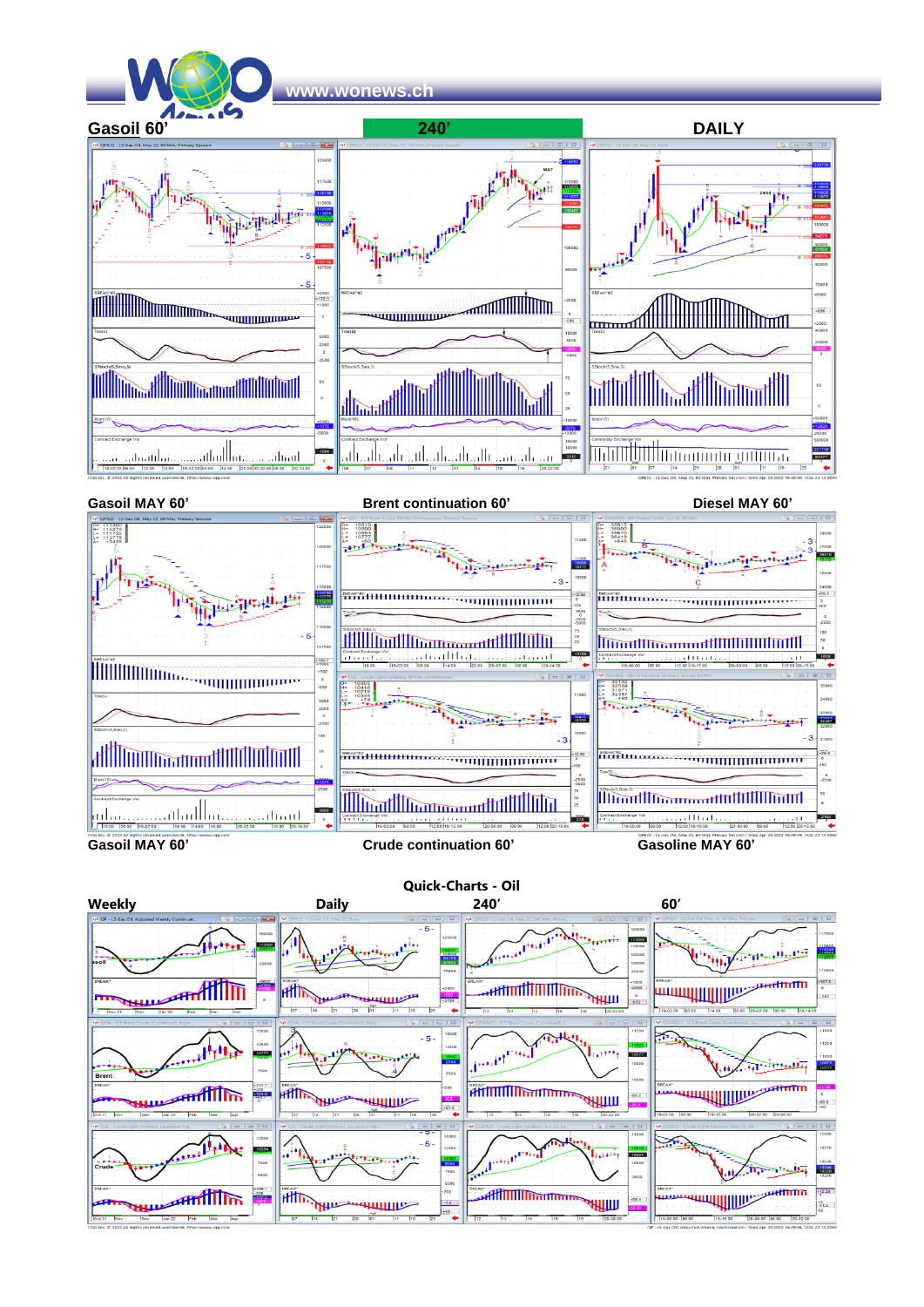www.wonews.ch

**Gasoil 60'** **240'** **DAILY**

**Gasoil MAY 60'** **Brent continuation 60'** **Diesel MAY 60'**

**Gasoil MAY 60'** **Crude continuation 60'** **Gasoline MAY 60'**

## Quick-Charts - Oil

**Weekly** **Daily** **240'** **60'**